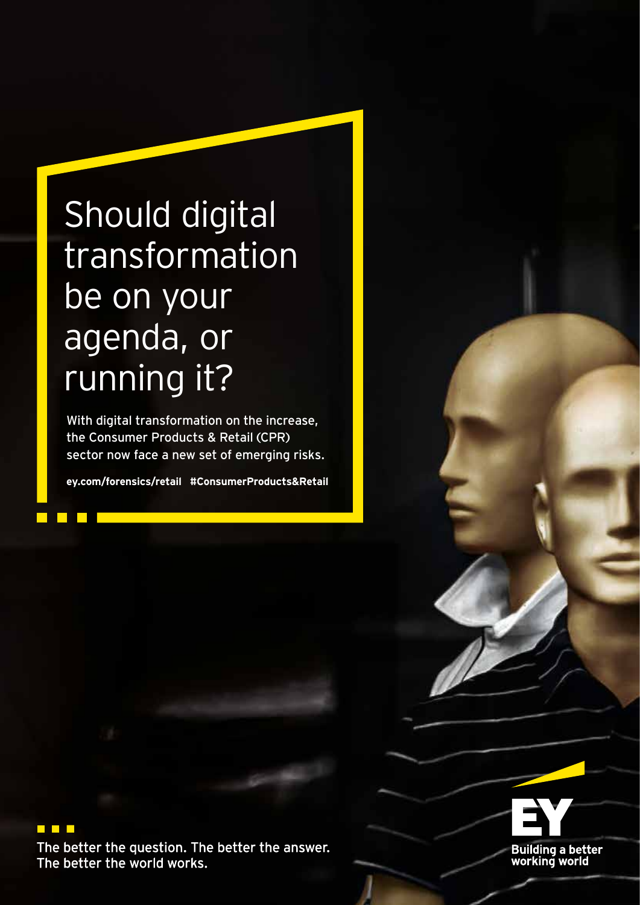# Should digital transformation be on your agenda, or running it?

With digital transformation on the increase, the Consumer Products & Retail (CPR) sector now face a new set of emerging risks.

**ey.com/forensics/retail #ConsumerProducts&Retail**

The better the question. The better the answer. The better the world works.

EY

Building a better working world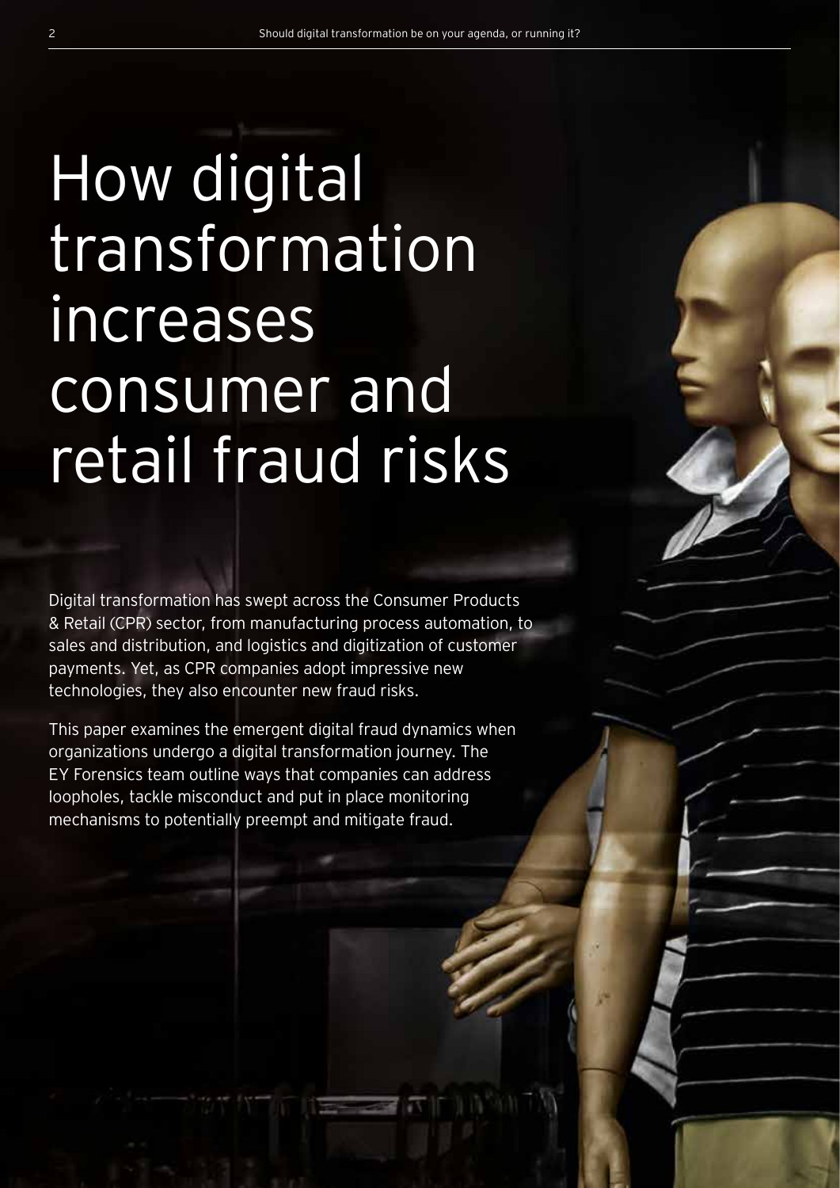# How digital transformation increases consumer and retail fraud risks

Digital transformation has swept across the Consumer Products & Retail (CPR) sector, from manufacturing process automation, to sales and distribution, and logistics and digitization of customer payments. Yet, as CPR companies adopt impressive new technologies, they also encounter new fraud risks.

This paper examines the emergent digital fraud dynamics when organizations undergo a digital transformation journey. The EY Forensics team outline ways that companies can address loopholes, tackle misconduct and put in place monitoring mechanisms to potentially preempt and mitigate fraud.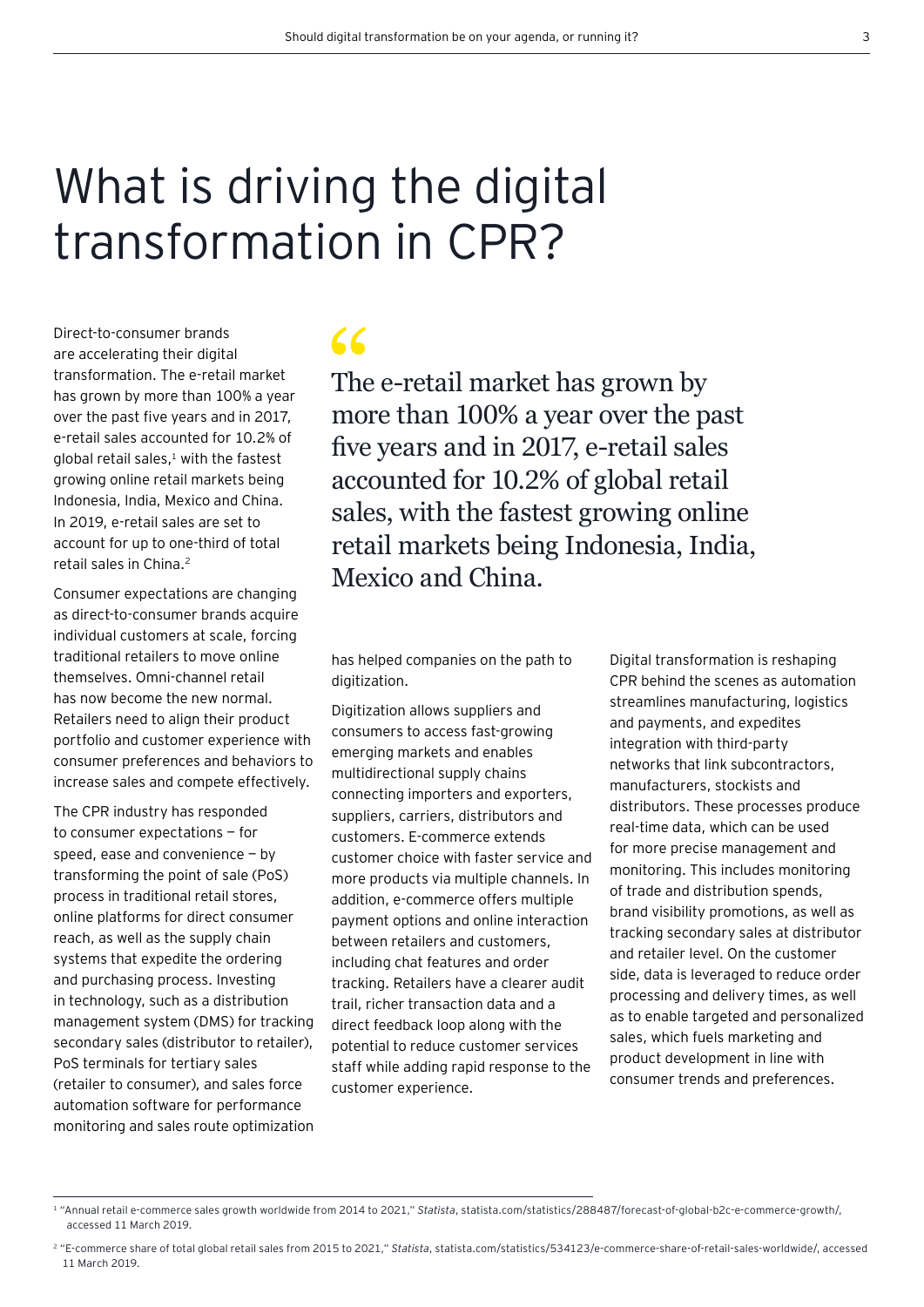# What is driving the digital transformation in CPR?

Direct-to-consumer brands are accelerating their digital transformation. The e-retail market has grown by more than 100% a year over the past five years and in 2017, e-retail sales accounted for 10.2% of global retail sales,[1] with the fastest growing online retail markets being Indonesia, India, Mexico and China. In 2019, e-retail sales are set to account for up to one-third of total retail sales in China.[2]

> The e-retail market has grown by more than 100% a year over the past five years and in 2017, e-retail sales accounted for 10.2% of global retail sales, with the fastest growing online retail markets being Indonesia, India, Mexico and China.

Consumer expectations are changing as direct-to-consumer brands acquire individual customers at scale, forcing traditional retailers to move online themselves. Omni-channel retail has now become the new normal. Retailers need to align their product portfolio and customer experience with consumer preferences and behaviors to increase sales and compete effectively.

The CPR industry has responded to consumer expectations — for speed, ease and convenience — by transforming the point of sale (PoS) process in traditional retail stores, online platforms for direct consumer reach, as well as the supply chain systems that expedite the ordering and purchasing process. Investing in technology, such as a distribution management system (DMS) for tracking secondary sales (distributor to retailer), PoS terminals for tertiary sales (retailer to consumer), and sales force automation software for performance monitoring and sales route optimization has helped companies on the path to digitization.

Digitization allows suppliers and consumers to access fast-growing emerging markets and enables multidirectional supply chains connecting importers and exporters, suppliers, carriers, distributors and customers. E-commerce extends customer choice with faster service and more products via multiple channels. In addition, e-commerce offers multiple payment options and online interaction between retailers and customers, including chat features and order tracking. Retailers have a clearer audit trail, richer transaction data and a direct feedback loop along with the potential to reduce customer services staff while adding rapid response to the customer experience.

Digital transformation is reshaping CPR behind the scenes as automation streamlines manufacturing, logistics and payments, and expedites integration with third-party networks that link subcontractors, manufacturers, stockists and distributors. These processes produce real-time data, which can be used for more precise management and monitoring. This includes monitoring of trade and distribution spends, brand visibility promotions, as well as tracking secondary sales at distributor and retailer level. On the customer side, data is leveraged to reduce order processing and delivery times, as well as to enable targeted and personalized sales, which fuels marketing and product development in line with consumer trends and preferences.

---

[1] "Annual retail e-commerce sales growth worldwide from 2014 to 2021," *Statista*, statista.com/statistics/288487/forecast-of-global-b2c-e-commerce-growth/, accessed 11 March 2019.

[2] "E-commerce share of total global retail sales from 2015 to 2021," *Statista*, statista.com/statistics/534123/e-commerce-share-of-retail-sales-worldwide/, accessed 11 March 2019.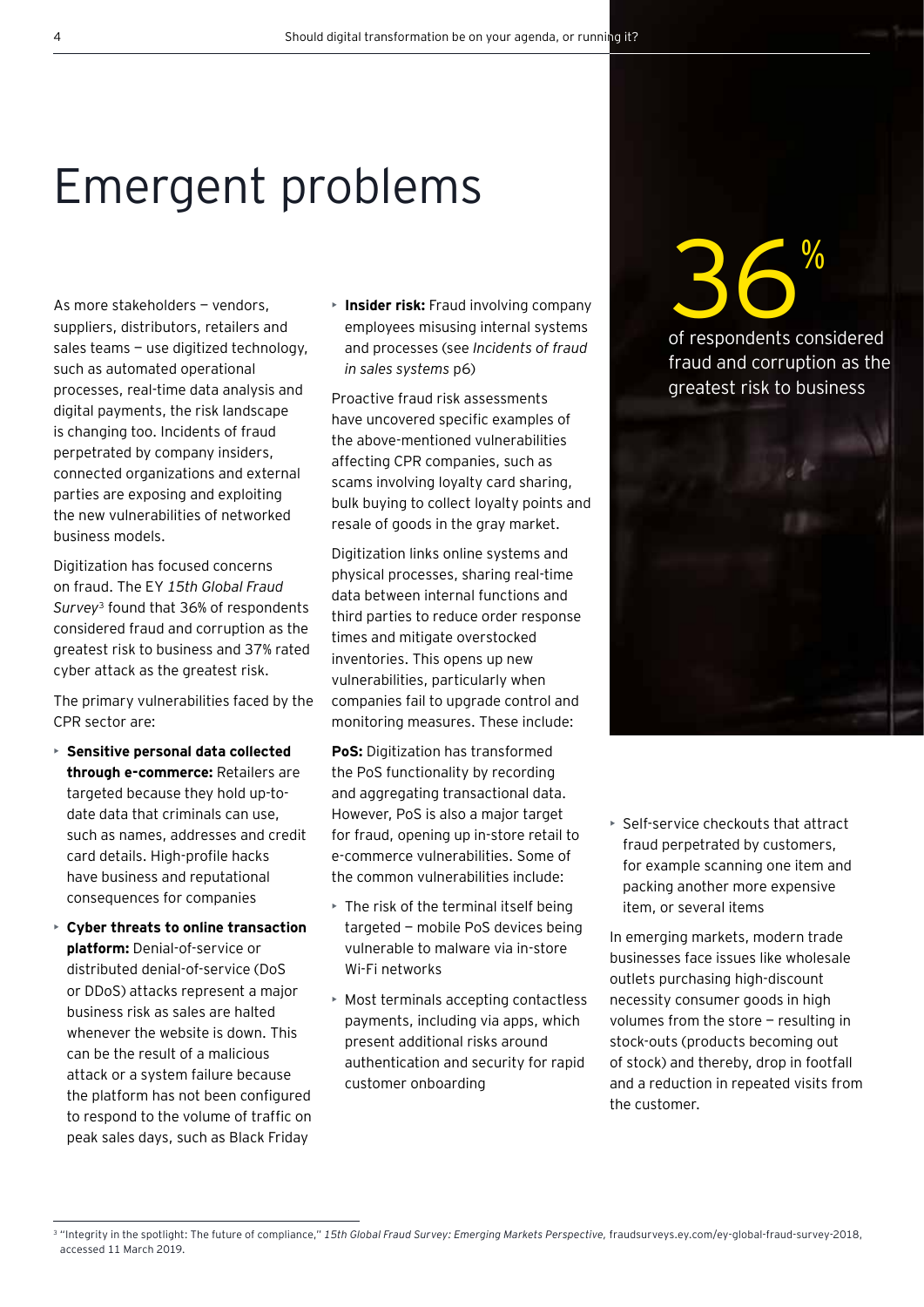# Emergent problems

As more stakeholders — vendors, suppliers, distributors, retailers and sales teams — use digitized technology, such as automated operational processes, real-time data analysis and digital payments, the risk landscape is changing too. Incidents of fraud perpetrated by company insiders, connected organizations and external parties are exposing and exploiting the new vulnerabilities of networked business models.

Digitization has focused concerns on fraud. The EY *15th Global Fraud Survey*[3] found that 36% of respondents considered fraud and corruption as the greatest risk to business and 37% rated cyber attack as the greatest risk.

The primary vulnerabilities faced by the CPR sector are:

- **Sensitive personal data collected through e-commerce:** Retailers are targeted because they hold up-to-date data that criminals can use, such as names, addresses and credit card details. High-profile hacks have business and reputational consequences for companies
- **Cyber threats to online transaction platform:** Denial-of-service or distributed denial-of-service (DoS or DDoS) attacks represent a major business risk as sales are halted whenever the website is down. This can be the result of a malicious attack or a system failure because the platform has not been configured to respond to the volume of traffic on peak sales days, such as Black Friday
- **Insider risk:** Fraud involving company employees misusing internal systems and processes (see *Incidents of fraud in sales systems* p6)

Proactive fraud risk assessments have uncovered specific examples of the above-mentioned vulnerabilities affecting CPR companies, such as scams involving loyalty card sharing, bulk buying to collect loyalty points and resale of goods in the gray market.

Digitization links online systems and physical processes, sharing real-time data between internal functions and third parties to reduce order response times and mitigate overstocked inventories. This opens up new vulnerabilities, particularly when companies fail to upgrade control and monitoring measures. These include:

**PoS:** Digitization has transformed the PoS functionality by recording and aggregating transactional data. However, PoS is also a major target for fraud, opening up in-store retail to e-commerce vulnerabilities. Some of the common vulnerabilities include:

- The risk of the terminal itself being targeted — mobile PoS devices being vulnerable to malware via in-store Wi-Fi networks
- Most terminals accepting contactless payments, including via apps, which present additional risks around authentication and security for rapid customer onboarding
- Self-service checkouts that attract fraud perpetrated by customers, for example scanning one item and packing another more expensive item, or several items

In emerging markets, modern trade businesses face issues like wholesale outlets purchasing high-discount necessity consumer goods in high volumes from the store — resulting in stock-outs (products becoming out of stock) and thereby, drop in footfall and a reduction in repeated visits from the customer.

**36%**

of respondents considered fraud and corruption as the greatest risk to business

[3] "Integrity in the spotlight: The future of compliance," *15th Global Fraud Survey: Emerging Markets Perspective*, fraudsurveys.ey.com/ey-global-fraud-survey-2018, accessed 11 March 2019.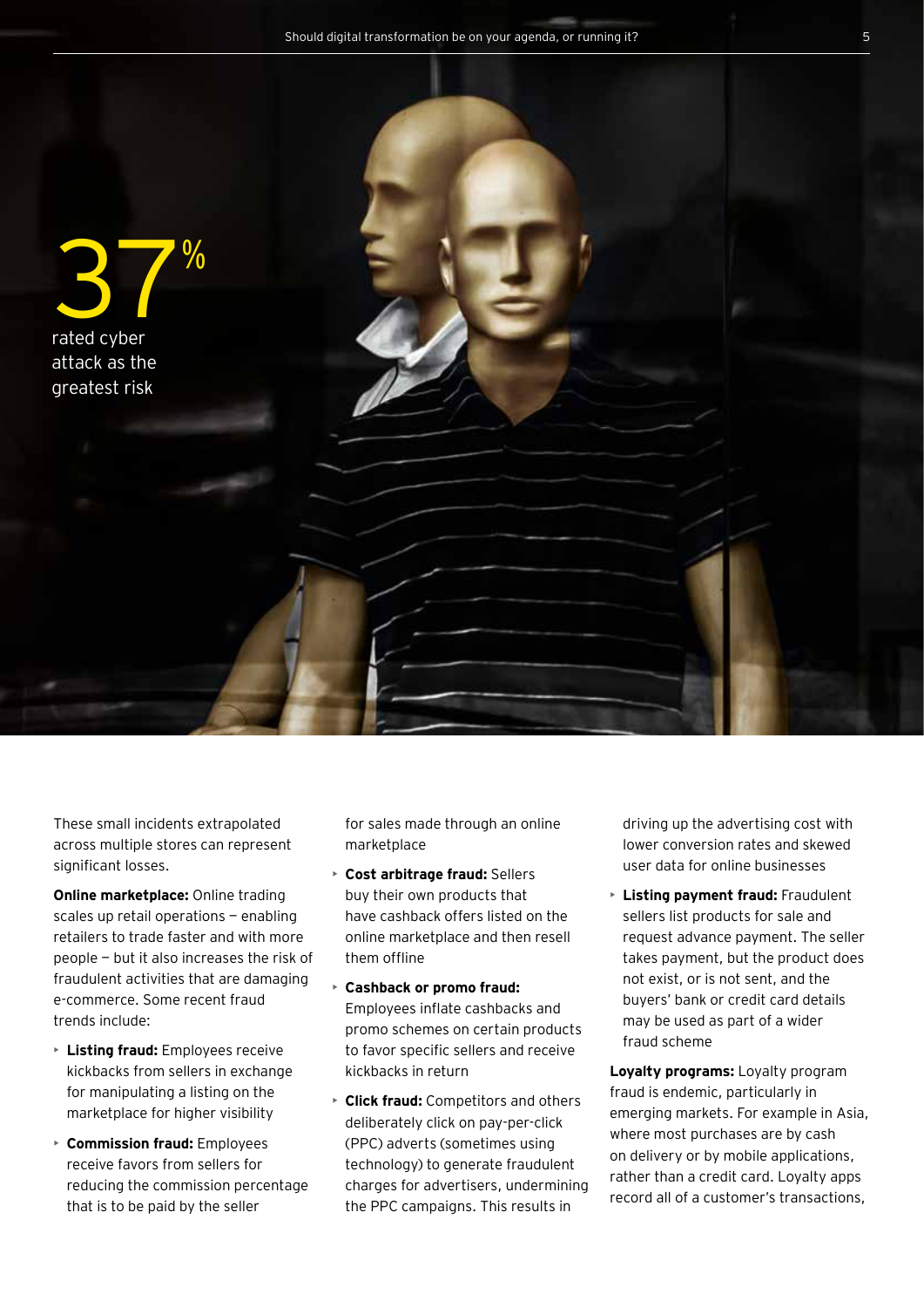**37%** rated cyber attack as the greatest risk

These small incidents extrapolated across multiple stores can represent significant losses.

**Online marketplace:** Online trading scales up retail operations — enabling retailers to trade faster and with more people — but it also increases the risk of fraudulent activities that are damaging e-commerce. Some recent fraud trends include:

- **Listing fraud:** Employees receive kickbacks from sellers in exchange for manipulating a listing on the marketplace for higher visibility
- **Commission fraud:** Employees receive favors from sellers for reducing the commission percentage that is to be paid by the seller for sales made through an online marketplace
- **Cost arbitrage fraud:** Sellers buy their own products that have cashback offers listed on the online marketplace and then resell them offline
- **Cashback or promo fraud:** Employees inflate cashbacks and promo schemes on certain products to favor specific sellers and receive kickbacks in return
- **Click fraud:** Competitors and others deliberately click on pay-per-click (PPC) adverts (sometimes using technology) to generate fraudulent charges for advertisers, undermining the PPC campaigns. This results in driving up the advertising cost with lower conversion rates and skewed user data for online businesses
- **Listing payment fraud:** Fraudulent sellers list products for sale and request advance payment. The seller takes payment, but the product does not exist, or is not sent, and the buyers' bank or credit card details may be used as part of a wider fraud scheme

**Loyalty programs:** Loyalty program fraud is endemic, particularly in emerging markets. For example in Asia, where most purchases are by cash on delivery or by mobile applications, rather than a credit card. Loyalty apps record all of a customer's transactions,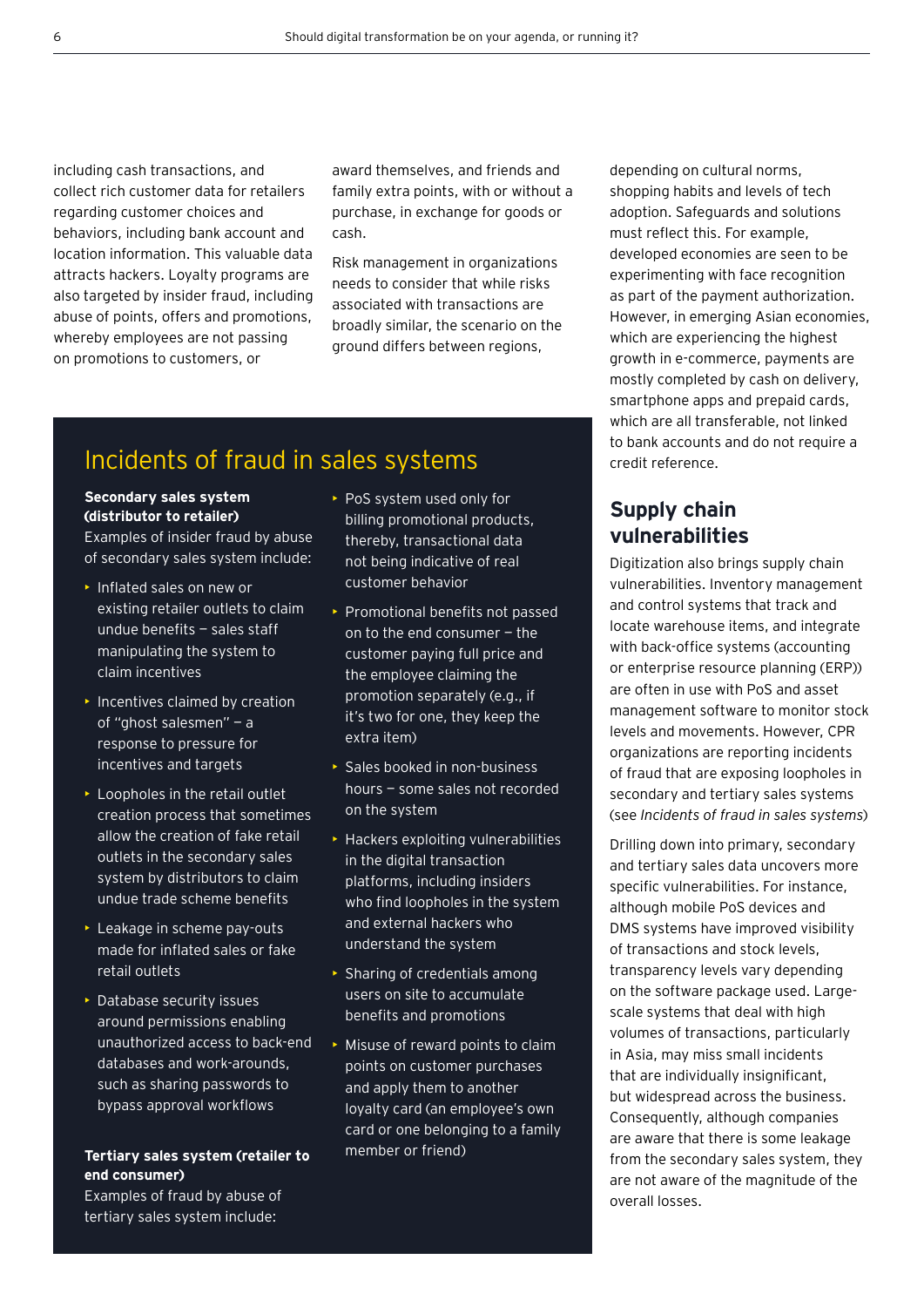including cash transactions, and collect rich customer data for retailers regarding customer choices and behaviors, including bank account and location information. This valuable data attracts hackers. Loyalty programs are also targeted by insider fraud, including abuse of points, offers and promotions, whereby employees are not passing on promotions to customers, or award themselves, and friends and family extra points, with or without a purchase, in exchange for goods or cash.

Risk management in organizations needs to consider that while risks associated with transactions are broadly similar, the scenario on the ground differs between regions, depending on cultural norms, shopping habits and levels of tech adoption. Safeguards and solutions must reflect this. For example, developed economies are seen to be experimenting with face recognition as part of the payment authorization. However, in emerging Asian economies, which are experiencing the highest growth in e-commerce, payments are mostly completed by cash on delivery, smartphone apps and prepaid cards, which are all transferable, not linked to bank accounts and do not require a credit reference.

## Incidents of fraud in sales systems

**Secondary sales system (distributor to retailer)**

Examples of insider fraud by abuse of secondary sales system include:

- Inflated sales on new or existing retailer outlets to claim undue benefits — sales staff manipulating the system to claim incentives
- Incentives claimed by creation of "ghost salesmen" — a response to pressure for incentives and targets
- Loopholes in the retail outlet creation process that sometimes allow the creation of fake retail outlets in the secondary sales system by distributors to claim undue trade scheme benefits
- Leakage in scheme pay-outs made for inflated sales or fake retail outlets
- Database security issues around permissions enabling unauthorized access to back-end databases and work-arounds, such as sharing passwords to bypass approval workflows

**Tertiary sales system (retailer to end consumer)**

Examples of fraud by abuse of tertiary sales system include:

- PoS system used only for billing promotional products, thereby, transactional data not being indicative of real customer behavior
- Promotional benefits not passed on to the end consumer — the customer paying full price and the employee claiming the promotion separately (e.g., if it's two for one, they keep the extra item)
- Sales booked in non-business hours — some sales not recorded on the system
- Hackers exploiting vulnerabilities in the digital transaction platforms, including insiders who find loopholes in the system and external hackers who understand the system
- Sharing of credentials among users on site to accumulate benefits and promotions
- Misuse of reward points to claim points on customer purchases and apply them to another loyalty card (an employee's own card or one belonging to a family member or friend)

## Supply chain vulnerabilities

Digitization also brings supply chain vulnerabilities. Inventory management and control systems that track and locate warehouse items, and integrate with back-office systems (accounting or enterprise resource planning (ERP)) are often in use with PoS and asset management software to monitor stock levels and movements. However, CPR organizations are reporting incidents of fraud that are exposing loopholes in secondary and tertiary sales systems (see *Incidents of fraud in sales systems*)

Drilling down into primary, secondary and tertiary sales data uncovers more specific vulnerabilities. For instance, although mobile PoS devices and DMS systems have improved visibility of transactions and stock levels, transparency levels vary depending on the software package used. Large-scale systems that deal with high volumes of transactions, particularly in Asia, may miss small incidents that are individually insignificant, but widespread across the business. Consequently, although companies are aware that there is some leakage from the secondary sales system, they are not aware of the magnitude of the overall losses.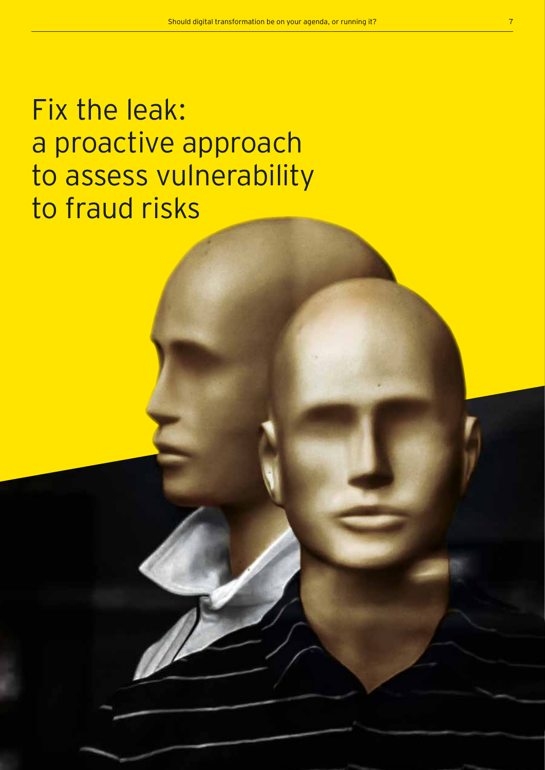# Fix the leak: a proactive approach to assess vulnerability to fraud risks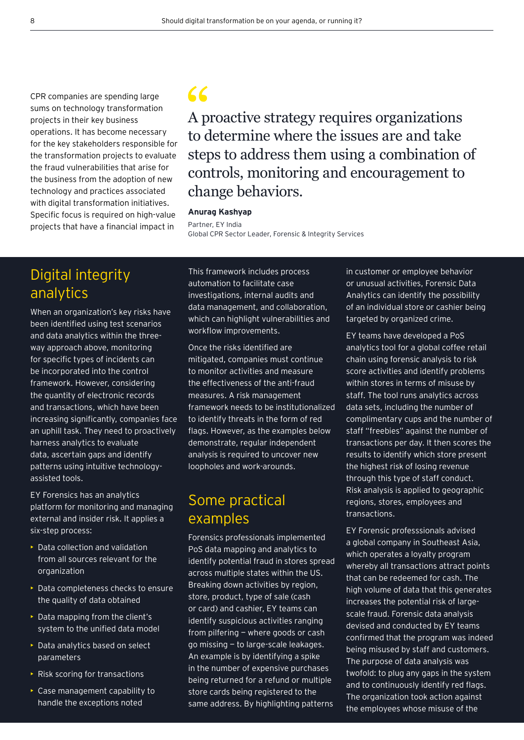CPR companies are spending large sums on technology transformation projects in their key business operations. It has become necessary for the key stakeholders responsible for the transformation projects to evaluate the fraud vulnerabilities that arise for the business from the adoption of new technology and practices associated with digital transformation initiatives. Specific focus is required on high-value projects that have a financial impact in

> A proactive strategy requires organizations to determine where the issues are and take steps to address them using a combination of controls, monitoring and encouragement to change behaviors.
>
> **Anurag Kashyap**
> Partner, EY India
> Global CPR Sector Leader, Forensic & Integrity Services

## Digital integrity analytics

When an organization's key risks have been identified using test scenarios and data analytics within the three-way approach above, monitoring for specific types of incidents can be incorporated into the control framework. However, considering the quantity of electronic records and transactions, which have been increasing significantly, companies face an uphill task. They need to proactively harness analytics to evaluate data, ascertain gaps and identify patterns using intuitive technology-assisted tools.

EY Forensics has an analytics platform for monitoring and managing external and insider risk. It applies a six-step process:

- Data collection and validation from all sources relevant for the organization
- Data completeness checks to ensure the quality of data obtained
- Data mapping from the client's system to the unified data model
- Data analytics based on select parameters
- Risk scoring for transactions
- Case management capability to handle the exceptions noted

This framework includes process automation to facilitate case investigations, internal audits and data management, and collaboration, which can highlight vulnerabilities and workflow improvements.

Once the risks identified are mitigated, companies must continue to monitor activities and measure the effectiveness of the anti-fraud measures. A risk management framework needs to be institutionalized to identify threats in the form of red flags. However, as the examples below demonstrate, regular independent analysis is required to uncover new loopholes and work-arounds.

## Some practical examples

Forensics professionals implemented PoS data mapping and analytics to identify potential fraud in stores spread across multiple states within the US. Breaking down activities by region, store, product, type of sale (cash or card) and cashier, EY teams can identify suspicious activities ranging from pilfering — where goods or cash go missing — to large-scale leakages. An example is by identifying a spike in the number of expensive purchases being returned for a refund or multiple store cards being registered to the same address. By highlighting patterns in customer or employee behavior or unusual activities, Forensic Data Analytics can identify the possibility of an individual store or cashier being targeted by organized crime.

EY teams have developed a PoS analytics tool for a global coffee retail chain using forensic analysis to risk score activities and identify problems within stores in terms of misuse by staff. The tool runs analytics across data sets, including the number of complimentary cups and the number of staff "freebies" against the number of transactions per day. It then scores the results to identify which store present the highest risk of losing revenue through this type of staff conduct. Risk analysis is applied to geographic regions, stores, employees and transactions.

EY Forensic professsionals advised a global company in Southeast Asia, which operates a loyalty program whereby all transactions attract points that can be redeemed for cash. The high volume of data that this generates increases the potential risk of large-scale fraud. Forensic data analysis devised and conducted by EY teams confirmed that the program was indeed being misused by staff and customers. The purpose of data analysis was twofold: to plug any gaps in the system and to continuously identify red flags. The organization took action against the employees whose misuse of the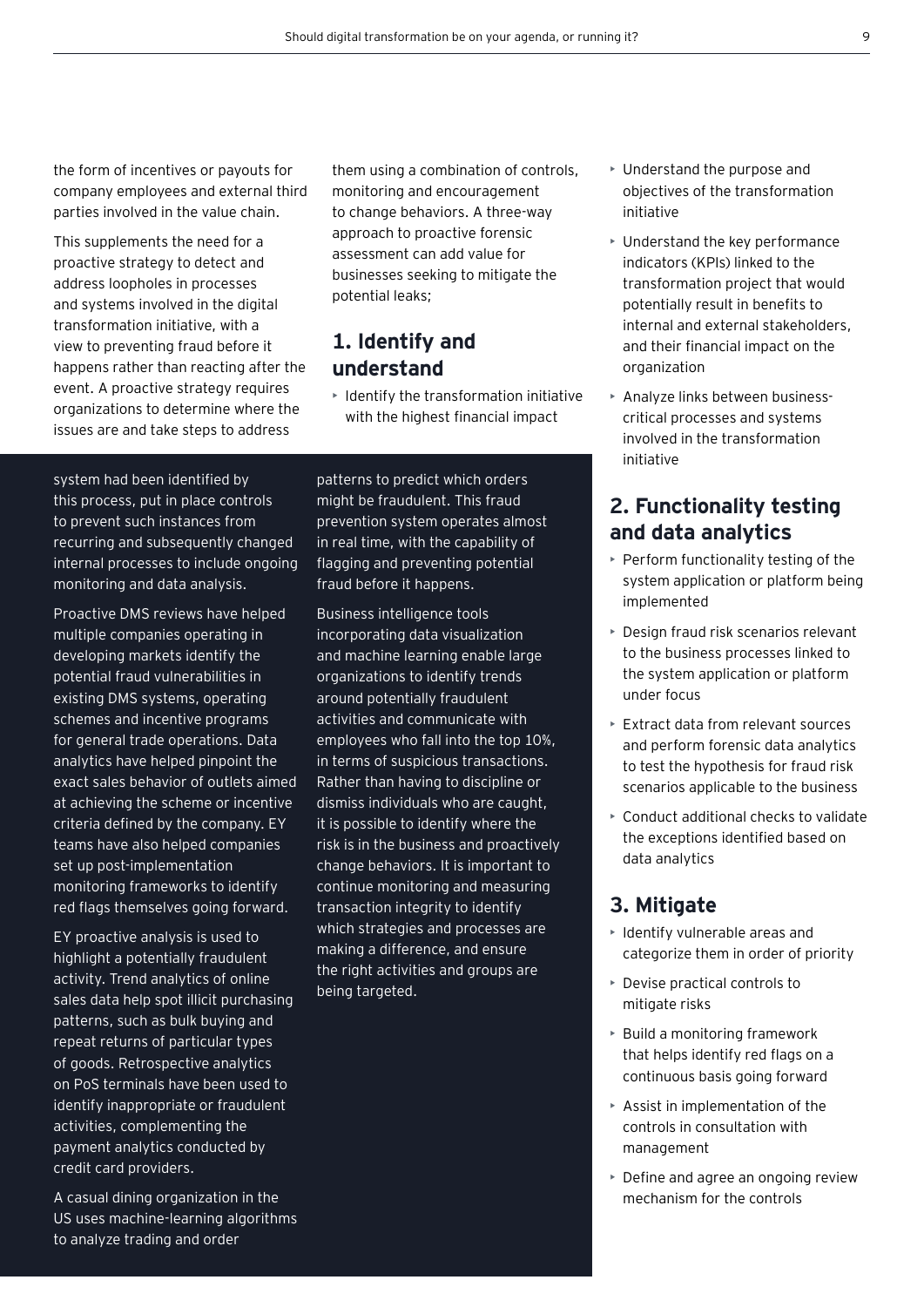the form of incentives or payouts for company employees and external third parties involved in the value chain.

This supplements the need for a proactive strategy to detect and address loopholes in processes and systems involved in the digital transformation initiative, with a view to preventing fraud before it happens rather than reacting after the event. A proactive strategy requires organizations to determine where the issues are and take steps to address them using a combination of controls, monitoring and encouragement to change behaviors. A three-way approach to proactive forensic assessment can add value for businesses seeking to mitigate the potential leaks;

## 1. Identify and understand

- Identify the transformation initiative with the highest financial impact
- Understand the purpose and objectives of the transformation initiative
- Understand the key performance indicators (KPIs) linked to the transformation project that would potentially result in benefits to internal and external stakeholders, and their financial impact on the organization
- Analyze links between business-critical processes and systems involved in the transformation initiative

## 2. Functionality testing and data analytics

- Perform functionality testing of the system application or platform being implemented
- Design fraud risk scenarios relevant to the business processes linked to the system application or platform under focus
- Extract data from relevant sources and perform forensic data analytics to test the hypothesis for fraud risk scenarios applicable to the business
- Conduct additional checks to validate the exceptions identified based on data analytics

## 3. Mitigate

- Identify vulnerable areas and categorize them in order of priority
- Devise practical controls to mitigate risks
- Build a monitoring framework that helps identify red flags on a continuous basis going forward
- Assist in implementation of the controls in consultation with management
- Define and agree an ongoing review mechanism for the controls

system had been identified by this process, put in place controls to prevent such instances from recurring and subsequently changed internal processes to include ongoing monitoring and data analysis.

Proactive DMS reviews have helped multiple companies operating in developing markets identify the potential fraud vulnerabilities in existing DMS systems, operating schemes and incentive programs for general trade operations. Data analytics have helped pinpoint the exact sales behavior of outlets aimed at achieving the scheme or incentive criteria defined by the company. EY teams have also helped companies set up post-implementation monitoring frameworks to identify red flags themselves going forward.

EY proactive analysis is used to highlight a potentially fraudulent activity. Trend analytics of online sales data help spot illicit purchasing patterns, such as bulk buying and repeat returns of particular types of goods. Retrospective analytics on PoS terminals have been used to identify inappropriate or fraudulent activities, complementing the payment analytics conducted by credit card providers.

A casual dining organization in the US uses machine-learning algorithms to analyze trading and order patterns to predict which orders might be fraudulent. This fraud prevention system operates almost in real time, with the capability of flagging and preventing potential fraud before it happens.

Business intelligence tools incorporating data visualization and machine learning enable large organizations to identify trends around potentially fraudulent activities and communicate with employees who fall into the top 10%, in terms of suspicious transactions. Rather than having to discipline or dismiss individuals who are caught, it is possible to identify where the risk is in the business and proactively change behaviors. It is important to continue monitoring and measuring transaction integrity to identify which strategies and processes are making a difference, and ensure the right activities and groups are being targeted.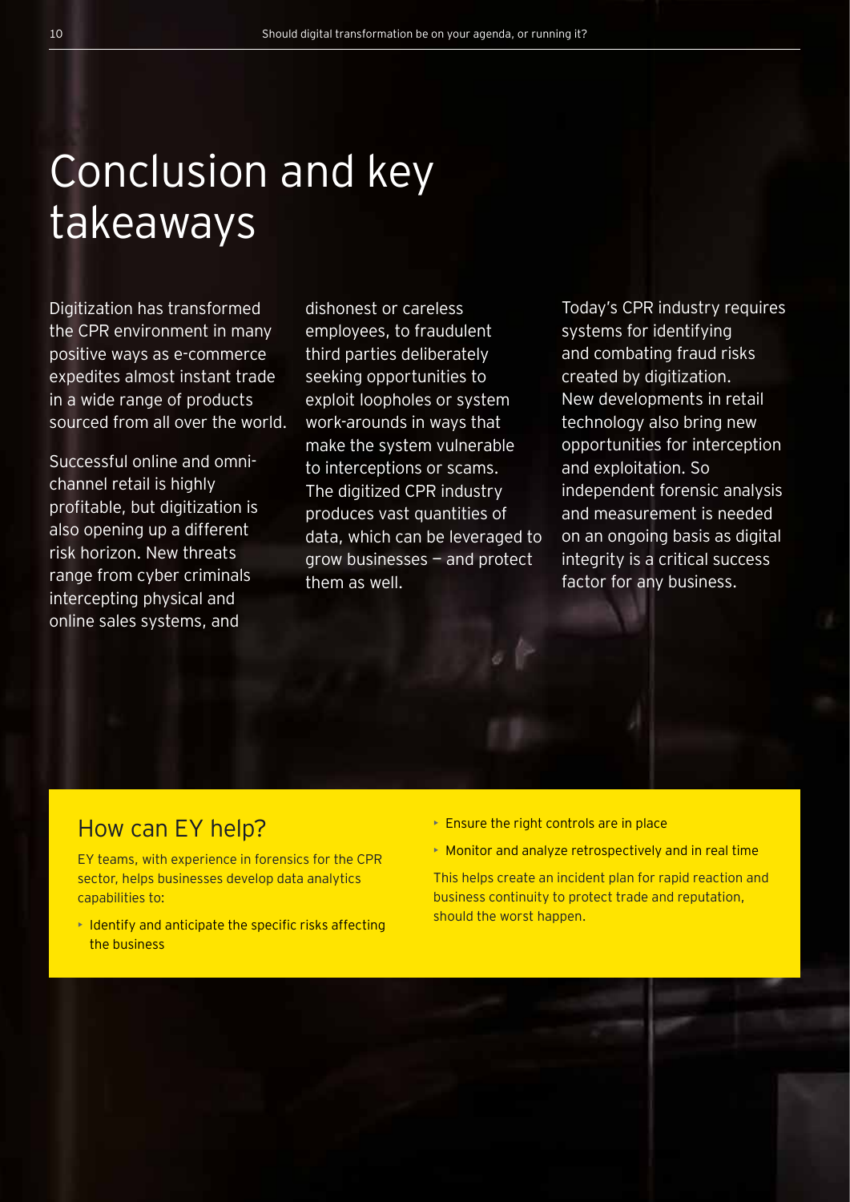# Conclusion and key takeaways

Digitization has transformed the CPR environment in many positive ways as e-commerce expedites almost instant trade in a wide range of products sourced from all over the world.

Successful online and omni-channel retail is highly profitable, but digitization is also opening up a different risk horizon. New threats range from cyber criminals intercepting physical and online sales systems, and dishonest or careless employees, to fraudulent third parties deliberately seeking opportunities to exploit loopholes or system work-arounds in ways that make the system vulnerable to interceptions or scams. The digitized CPR industry produces vast quantities of data, which can be leveraged to grow businesses — and protect them as well.

Today's CPR industry requires systems for identifying and combating fraud risks created by digitization. New developments in retail technology also bring new opportunities for interception and exploitation. So independent forensic analysis and measurement is needed on an ongoing basis as digital integrity is a critical success factor for any business.

## How can EY help?

EY teams, with experience in forensics for the CPR sector, helps businesses develop data analytics capabilities to:

- Identify and anticipate the specific risks affecting the business
- Ensure the right controls are in place
- Monitor and analyze retrospectively and in real time

This helps create an incident plan for rapid reaction and business continuity to protect trade and reputation, should the worst happen.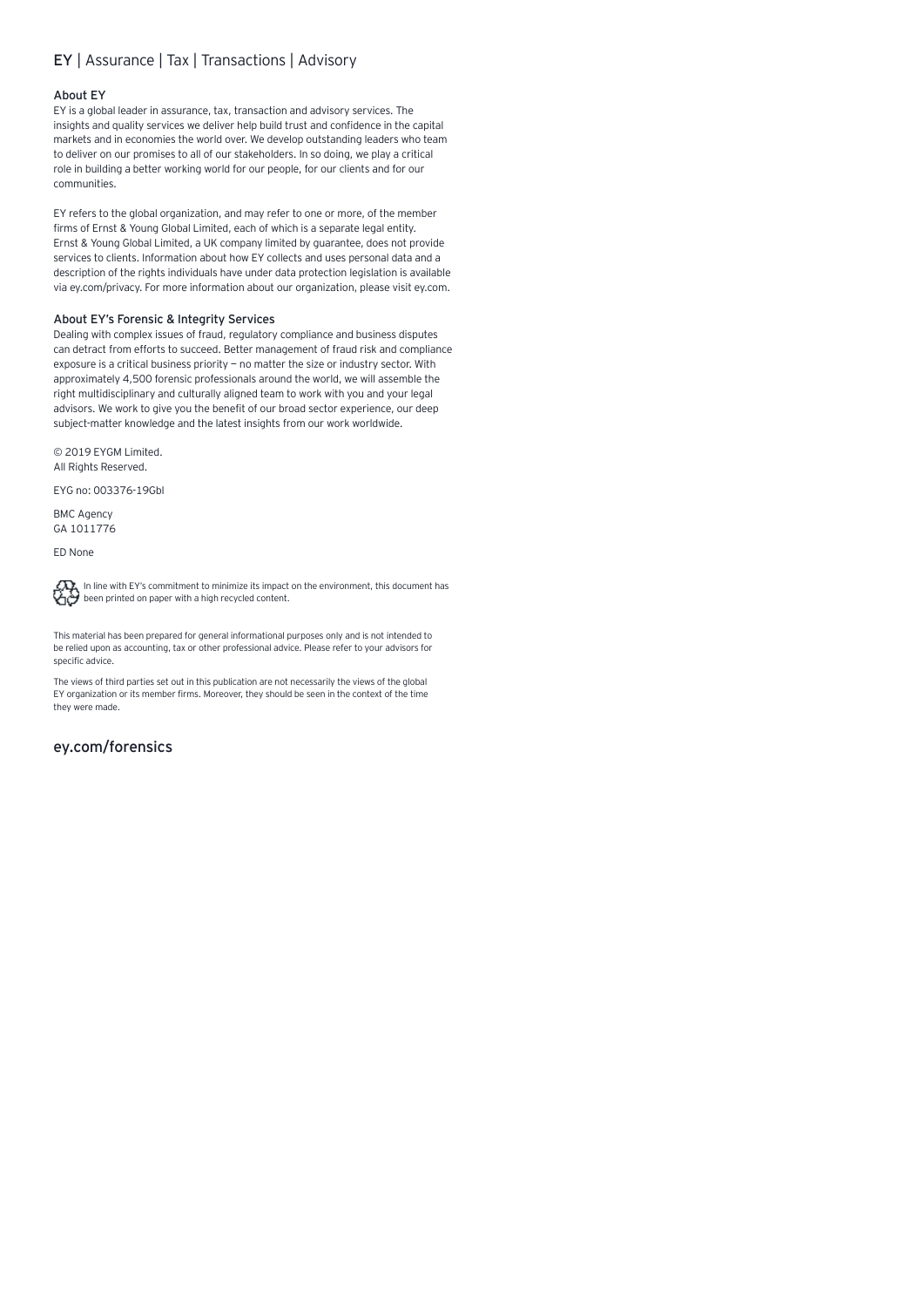**EY** | Assurance | Tax | Transactions | Advisory

### About EY

EY is a global leader in assurance, tax, transaction and advisory services. The insights and quality services we deliver help build trust and confidence in the capital markets and in economies the world over. We develop outstanding leaders who team to deliver on our promises to all of our stakeholders. In so doing, we play a critical role in building a better working world for our people, for our clients and for our communities.

EY refers to the global organization, and may refer to one or more, of the member firms of Ernst & Young Global Limited, each of which is a separate legal entity. Ernst & Young Global Limited, a UK company limited by guarantee, does not provide services to clients. Information about how EY collects and uses personal data and a description of the rights individuals have under data protection legislation is available via ey.com/privacy. For more information about our organization, please visit ey.com.

### About EY's Forensic & Integrity Services

Dealing with complex issues of fraud, regulatory compliance and business disputes can detract from efforts to succeed. Better management of fraud risk and compliance exposure is a critical business priority — no matter the size or industry sector. With approximately 4,500 forensic professionals around the world, we will assemble the right multidisciplinary and culturally aligned team to work with you and your legal advisors. We work to give you the benefit of our broad sector experience, our deep subject-matter knowledge and the latest insights from our work worldwide.

© 2019 EYGM Limited.
All Rights Reserved.

EYG no: 003376-19Gbl

BMC Agency
GA 1011776

ED None

In line with EY's commitment to minimize its impact on the environment, this document has been printed on paper with a high recycled content.

This material has been prepared for general informational purposes only and is not intended to be relied upon as accounting, tax or other professional advice. Please refer to your advisors for specific advice.

The views of third parties set out in this publication are not necessarily the views of the global EY organization or its member firms. Moreover, they should be seen in the context of the time they were made.

**ey.com/forensics**